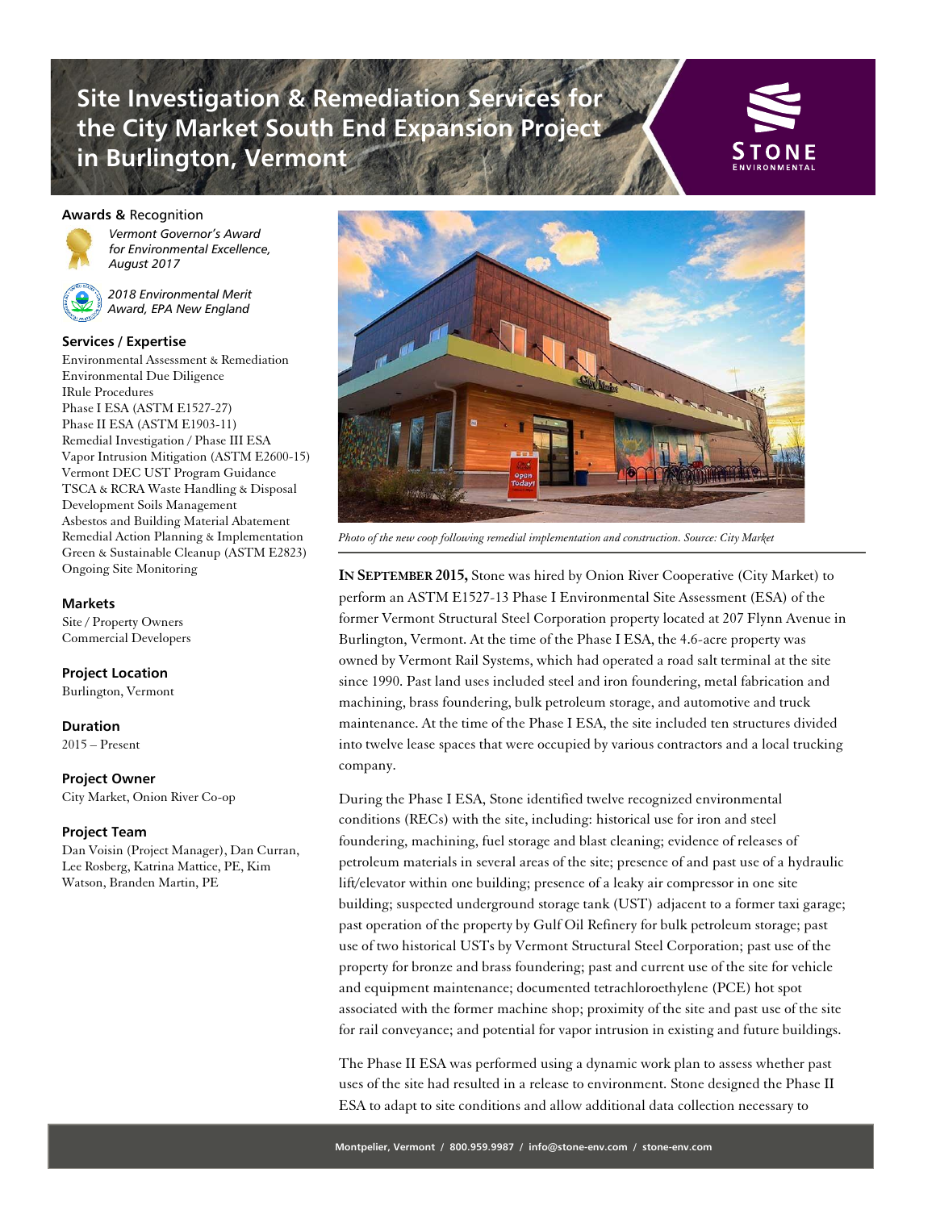# Site Investigation & Remediation Services for the City Market South End Expansion Project in Burlington, Vermont

STONE ENVIRONMENTAL

### Awards & Recognition

*Vermont Governor's Award for Environmental Excellence, August 2017*

*2018 Environmental Merit Award, EPA New England*

### Services / Expertise

Environmental Assessment & Remediation
Environmental Due Diligence
IRule Procedures
Phase I ESA (ASTM E1527-27)
Phase II ESA (ASTM E1903-11)
Remedial Investigation / Phase III ESA
Vapor Intrusion Mitigation (ASTM E2600-15)
Vermont DEC UST Program Guidance
TSCA & RCRA Waste Handling & Disposal
Development Soils Management
Asbestos and Building Material Abatement
Remedial Action Planning & Implementation
Green & Sustainable Cleanup (ASTM E2823)
Ongoing Site Monitoring

### Markets

Site / Property Owners
Commercial Developers

### Project Location

Burlington, Vermont

### Duration

2015 – Present

### Project Owner

City Market, Onion River Co-op

### Project Team

Dan Voisin (Project Manager), Dan Curran, Lee Rosberg, Katrina Mattice, PE, Kim Watson, Branden Martin, PE

*Photo of the new coop following remedial implementation and construction. Source: City Market*

**IN SEPTEMBER 2015,** Stone was hired by Onion River Cooperative (City Market) to perform an ASTM E1527-13 Phase I Environmental Site Assessment (ESA) of the former Vermont Structural Steel Corporation property located at 207 Flynn Avenue in Burlington, Vermont. At the time of the Phase I ESA, the 4.6-acre property was owned by Vermont Rail Systems, which had operated a road salt terminal at the site since 1990. Past land uses included steel and iron foundering, metal fabrication and machining, brass foundering, bulk petroleum storage, and automotive and truck maintenance. At the time of the Phase I ESA, the site included ten structures divided into twelve lease spaces that were occupied by various contractors and a local trucking company.

During the Phase I ESA, Stone identified twelve recognized environmental conditions (RECs) with the site, including: historical use for iron and steel foundering, machining, fuel storage and blast cleaning; evidence of releases of petroleum materials in several areas of the site; presence of and past use of a hydraulic lift/elevator within one building; presence of a leaky air compressor in one site building; suspected underground storage tank (UST) adjacent to a former taxi garage; past operation of the property by Gulf Oil Refinery for bulk petroleum storage; past use of two historical USTs by Vermont Structural Steel Corporation; past use of the property for bronze and brass foundering; past and current use of the site for vehicle and equipment maintenance; documented tetrachloroethylene (PCE) hot spot associated with the former machine shop; proximity of the site and past use of the site for rail conveyance; and potential for vapor intrusion in existing and future buildings.

The Phase II ESA was performed using a dynamic work plan to assess whether past uses of the site had resulted in a release to environment. Stone designed the Phase II ESA to adapt to site conditions and allow additional data collection necessary to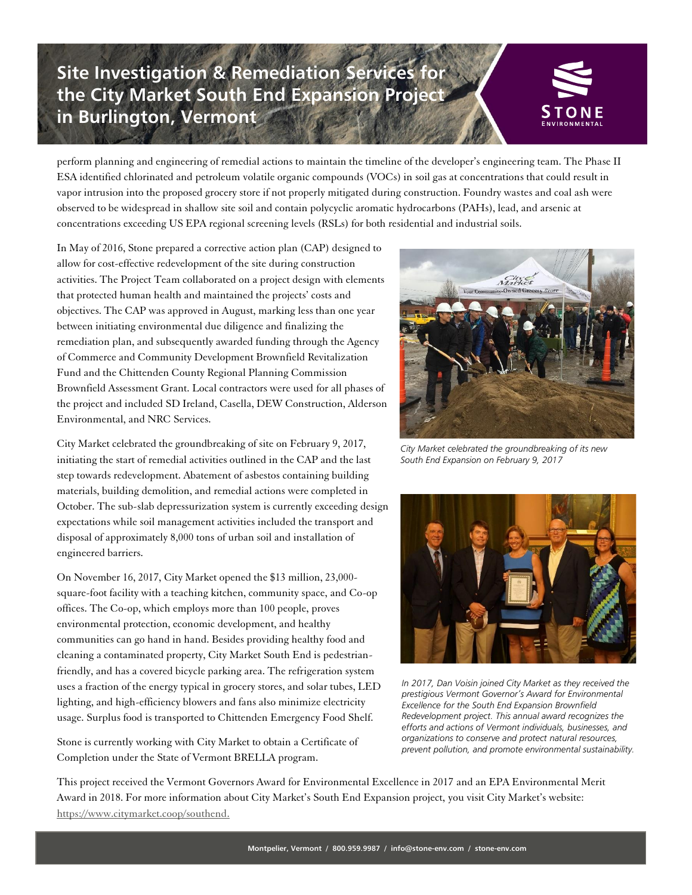# Site Investigation & Remediation Services for the City Market South End Expansion Project in Burlington, Vermont

perform planning and engineering of remedial actions to maintain the timeline of the developer's engineering team. The Phase II ESA identified chlorinated and petroleum volatile organic compounds (VOCs) in soil gas at concentrations that could result in vapor intrusion into the proposed grocery store if not properly mitigated during construction. Foundry wastes and coal ash were observed to be widespread in shallow site soil and contain polycyclic aromatic hydrocarbons (PAHs), lead, and arsenic at concentrations exceeding US EPA regional screening levels (RSLs) for both residential and industrial soils.

In May of 2016, Stone prepared a corrective action plan (CAP) designed to allow for cost-effective redevelopment of the site during construction activities. The Project Team collaborated on a project design with elements that protected human health and maintained the projects' costs and objectives. The CAP was approved in August, marking less than one year between initiating environmental due diligence and finalizing the remediation plan, and subsequently awarded funding through the Agency of Commerce and Community Development Brownfield Revitalization Fund and the Chittenden County Regional Planning Commission Brownfield Assessment Grant. Local contractors were used for all phases of the project and included SD Ireland, Casella, DEW Construction, Alderson Environmental, and NRC Services.

*City Market celebrated the groundbreaking of its new South End Expansion on February 9, 2017*

City Market celebrated the groundbreaking of site on February 9, 2017, initiating the start of remedial activities outlined in the CAP and the last step towards redevelopment. Abatement of asbestos containing building materials, building demolition, and remedial actions were completed in October. The sub-slab depressurization system is currently exceeding design expectations while soil management activities included the transport and disposal of approximately 8,000 tons of urban soil and installation of engineered barriers.

On November 16, 2017, City Market opened the $13 million, 23,000-square-foot facility with a teaching kitchen, community space, and Co-op offices. The Co-op, which employs more than 100 people, proves environmental protection, economic development, and healthy communities can go hand in hand. Besides providing healthy food and cleaning a contaminated property, City Market South End is pedestrian-friendly, and has a covered bicycle parking area. The refrigeration system uses a fraction of the energy typical in grocery stores, and solar tubes, LED lighting, and high-efficiency blowers and fans also minimize electricity usage. Surplus food is transported to Chittenden Emergency Food Shelf.

*In 2017, Dan Voisin joined City Market as they received the prestigious Vermont Governor's Award for Environmental Excellence for the South End Expansion Brownfield Redevelopment project. This annual award recognizes the efforts and actions of Vermont individuals, businesses, and organizations to conserve and protect natural resources, prevent pollution, and promote environmental sustainability.*

Stone is currently working with City Market to obtain a Certificate of Completion under the State of Vermont BRELLA program.

This project received the Vermont Governors Award for Environmental Excellence in 2017 and an EPA Environmental Merit Award in 2018. For more information about City Market's South End Expansion project, you visit City Market's website: https://www.citymarket.coop/southend.

Montpelier, Vermont / 800.959.9987 / info@stone-env.com / stone-env.com